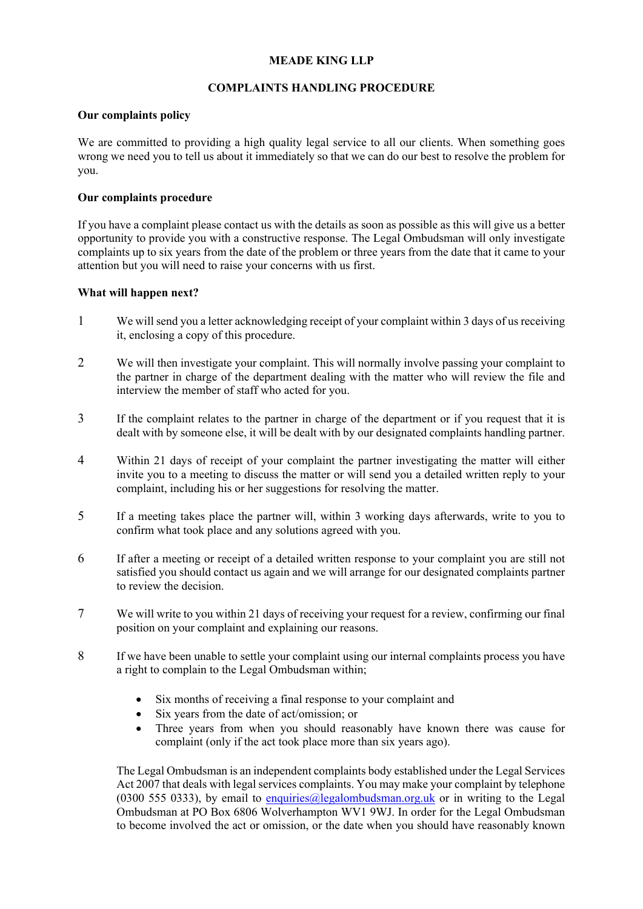# MEADE KING LLP

## COMPLAINTS HANDLING PROCEDURE

**Our complaints policy**

We are committed to providing a high quality legal service to all our clients. When something goes wrong we need you to tell us about it immediately so that we can do our best to resolve the problem for you.

**Our complaints procedure**

If you have a complaint please contact us with the details as soon as possible as this will give us a better opportunity to provide you with a constructive response. The Legal Ombudsman will only investigate complaints up to six years from the date of the problem or three years from the date that it came to your attention but you will need to raise your concerns with us first.

**What will happen next?**

1. We will send you a letter acknowledging receipt of your complaint within 3 days of us receiving it, enclosing a copy of this procedure.

2. We will then investigate your complaint. This will normally involve passing your complaint to the partner in charge of the department dealing with the matter who will review the file and interview the member of staff who acted for you.

3. If the complaint relates to the partner in charge of the department or if you request that it is dealt with by someone else, it will be dealt with by our designated complaints handling partner.

4. Within 21 days of receipt of your complaint the partner investigating the matter will either invite you to a meeting to discuss the matter or will send you a detailed written reply to your complaint, including his or her suggestions for resolving the matter.

5. If a meeting takes place the partner will, within 3 working days afterwards, write to you to confirm what took place and any solutions agreed with you.

6. If after a meeting or receipt of a detailed written response to your complaint you are still not satisfied you should contact us again and we will arrange for our designated complaints partner to review the decision.

7. We will write to you within 21 days of receiving your request for a review, confirming our final position on your complaint and explaining our reasons.

8. If we have been unable to settle your complaint using our internal complaints process you have a right to complain to the Legal Ombudsman within;

   - Six months of receiving a final response to your complaint and
   - Six years from the date of act/omission; or
   - Three years from when you should reasonably have known there was cause for complaint (only if the act took place more than six years ago).

   The Legal Ombudsman is an independent complaints body established under the Legal Services Act 2007 that deals with legal services complaints. You may make your complaint by telephone (0300 555 0333), by email to enquiries@legalombudsman.org.uk or in writing to the Legal Ombudsman at PO Box 6806 Wolverhampton WV1 9WJ. In order for the Legal Ombudsman to become involved the act or omission, or the date when you should have reasonably known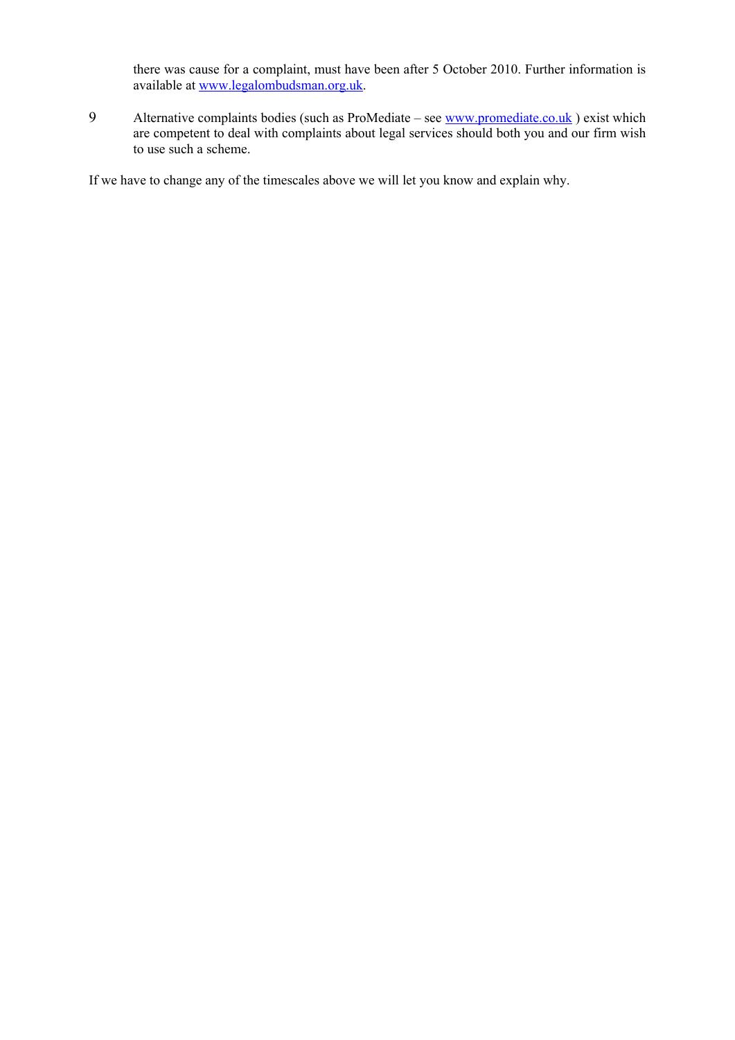there was cause for a complaint, must have been after 5 October 2010. Further information is available at www.legalombudsman.org.uk.

9 Alternative complaints bodies (such as ProMediate – see www.promediate.co.uk ) exist which are competent to deal with complaints about legal services should both you and our firm wish to use such a scheme.

If we have to change any of the timescales above we will let you know and explain why.